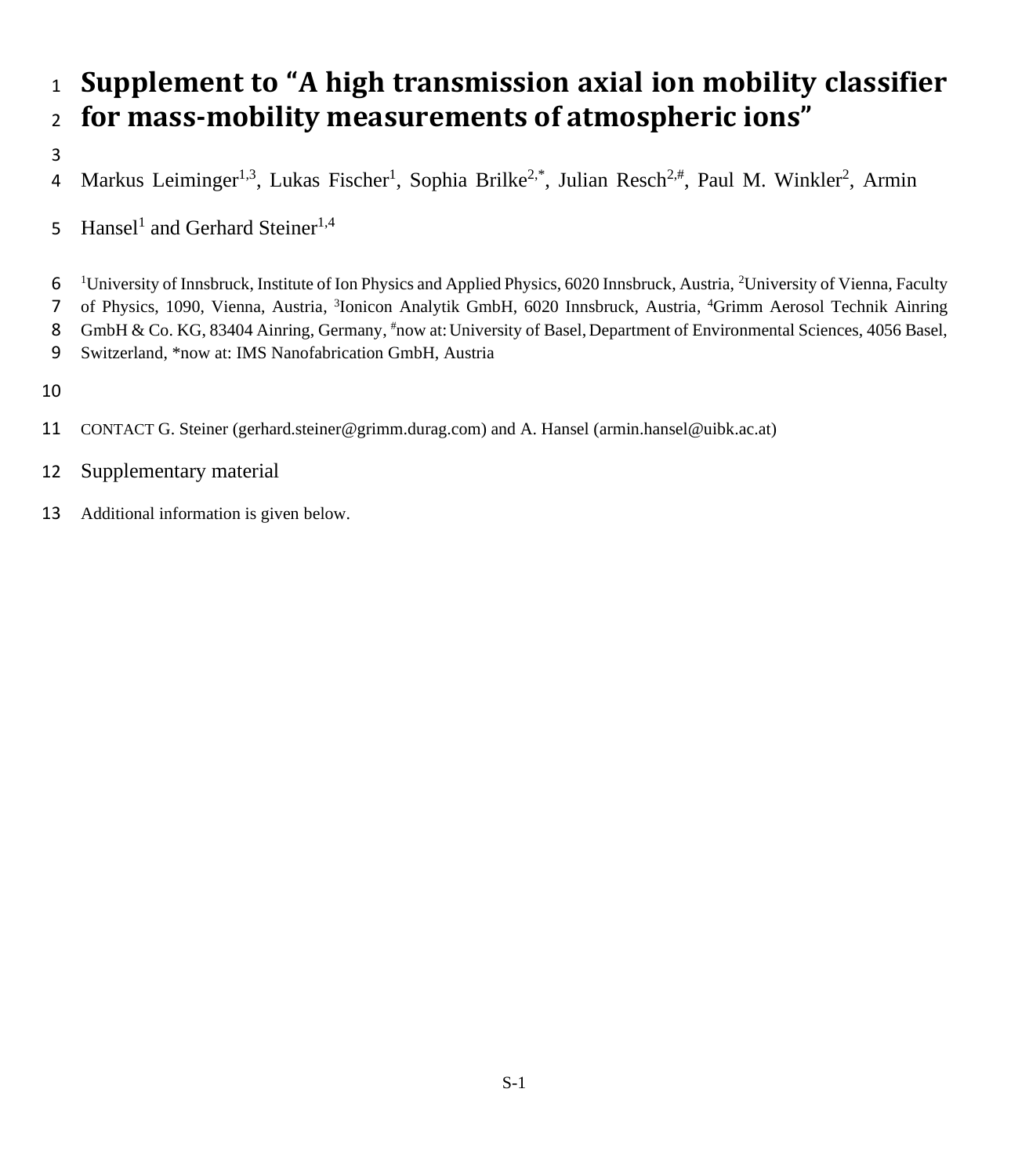# Supplement to "A high transmission axial ion mobility classifier for mass-mobility measurements of atmospheric ions"

Markus Leiminger[1,3], Lukas Fischer[1], Sophia Brilke[2,*], Julian Resch[2,#], Paul M. Winkler[2], Armin Hansel[1] and Gerhard Steiner[1,4]

[1]University of Innsbruck, Institute of Ion Physics and Applied Physics, 6020 Innsbruck, Austria, [2]University of Vienna, Faculty of Physics, 1090, Vienna, Austria, [3]Ionicon Analytik GmbH, 6020 Innsbruck, Austria, [4]Grimm Aerosol Technik Ainring GmbH & Co. KG, 83404 Ainring, Germany, [#]now at: University of Basel, Department of Environmental Sciences, 4056 Basel, Switzerland, *now at: IMS Nanofabrication GmbH, Austria

CONTACT G. Steiner (gerhard.steiner@grimm.durag.com) and A. Hansel (armin.hansel@uibk.ac.at)

Supplementary material

Additional information is given below.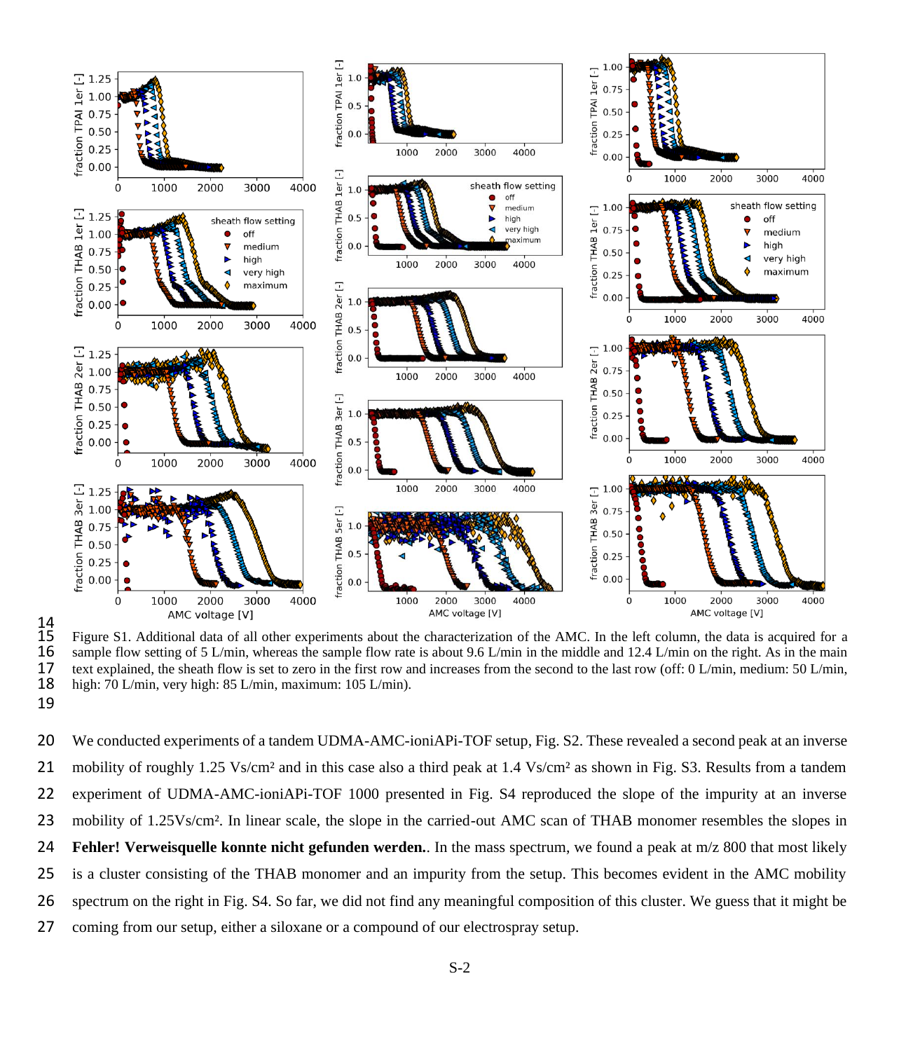Figure S1. Additional data of all other experiments about the characterization of the AMC. In the left column, the data is acquired for a sample flow setting of 5 L/min, whereas the sample flow rate is about 9.6 L/min in the middle and 12.4 L/min on the right. As in the main text explained, the sheath flow is set to zero in the first row and increases from the second to the last row (off: 0 L/min, medium: 50 L/min, high: 70 L/min, very high: 85 L/min, maximum: 105 L/min).

We conducted experiments of a tandem UDMA-AMC-ioniAPi-TOF setup, Fig. S2. These revealed a second peak at an inverse mobility of roughly 1.25 Vs/cm² and in this case also a third peak at 1.4 Vs/cm² as shown in Fig. S3. Results from a tandem experiment of UDMA-AMC-ioniAPi-TOF 1000 presented in Fig. S4 reproduced the slope of the impurity at an inverse mobility of 1.25Vs/cm². In linear scale, the slope in the carried-out AMC scan of THAB monomer resembles the slopes in **Fehler! Verweisquelle konnte nicht gefunden werden.**. In the mass spectrum, we found a peak at m/z 800 that most likely is a cluster consisting of the THAB monomer and an impurity from the setup. This becomes evident in the AMC mobility spectrum on the right in Fig. S4. So far, we did not find any meaningful composition of this cluster. We guess that it might be coming from our setup, either a siloxane or a compound of our electrospray setup.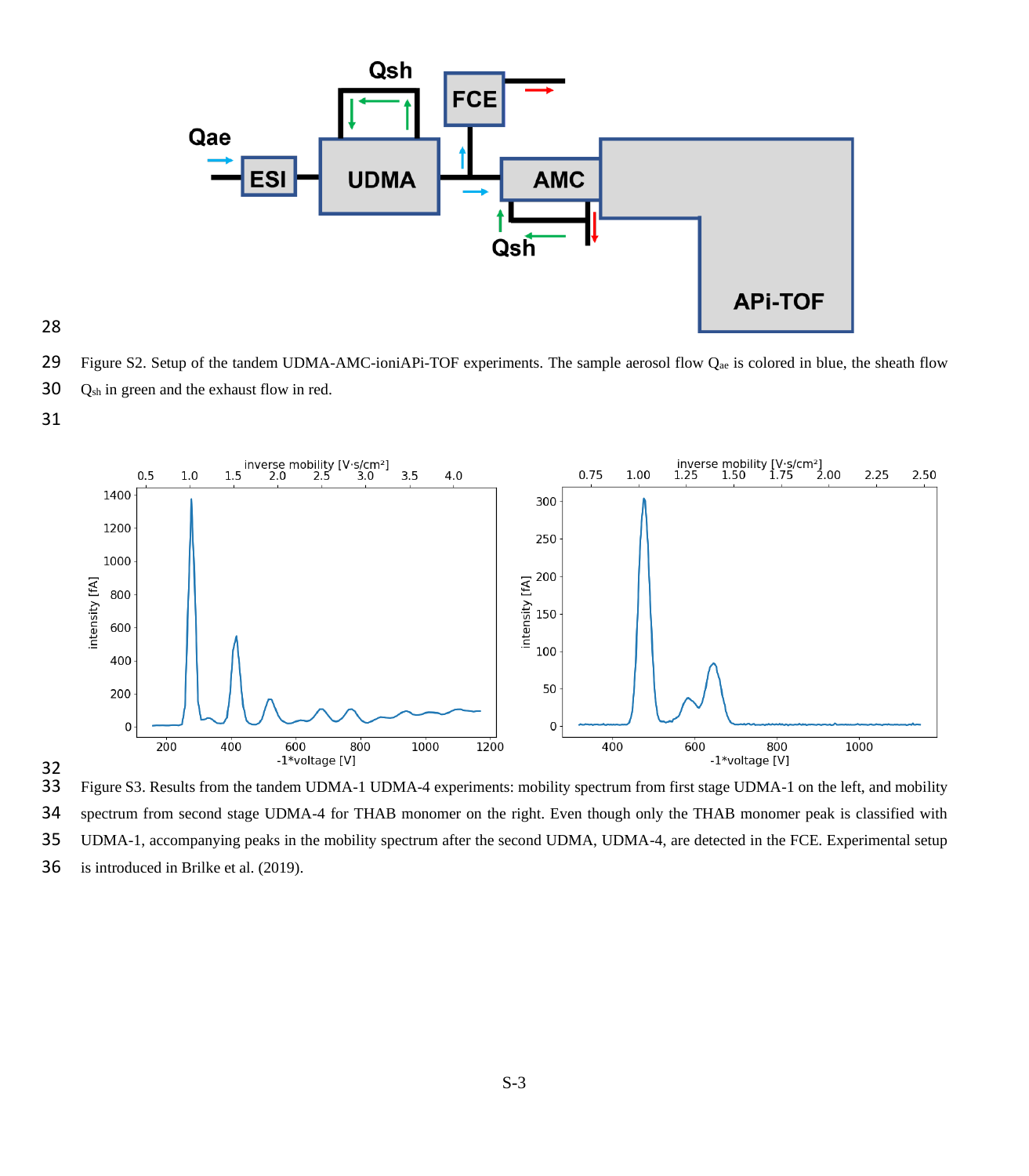Figure S2. Setup of the tandem UDMA-AMC-ioniAPi-TOF experiments. The sample aerosol flow $Q_{ae}$ is colored in blue, the sheath flow $Q_{sh}$ in green and the exhaust flow in red.

Figure S3. Results from the tandem UDMA-1 UDMA-4 experiments: mobility spectrum from first stage UDMA-1 on the left, and mobility spectrum from second stage UDMA-4 for THAB monomer on the right. Even though only the THAB monomer peak is classified with UDMA-1, accompanying peaks in the mobility spectrum after the second UDMA, UDMA-4, are detected in the FCE. Experimental setup is introduced in Brilke et al. (2019).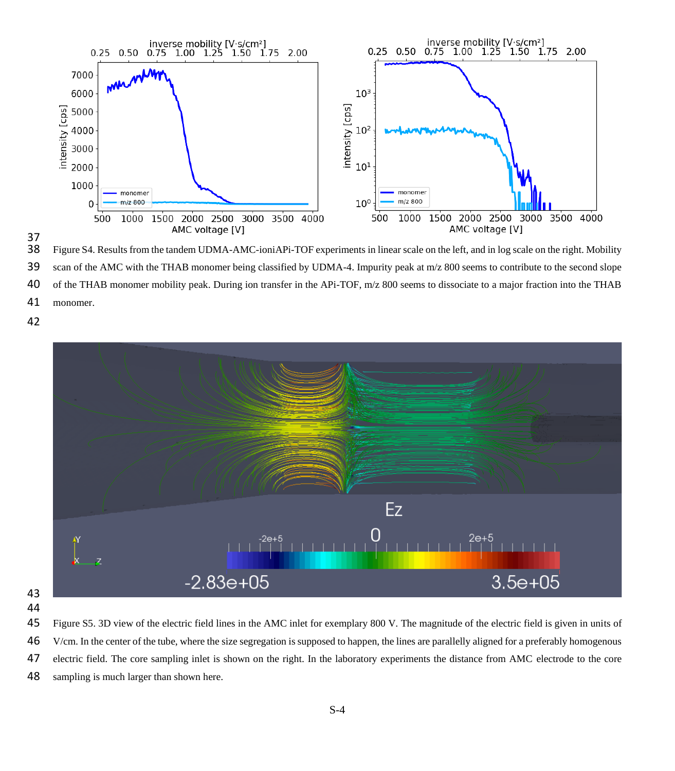Figure S4. Results from the tandem UDMA-AMC-ioniAPi-TOF experiments in linear scale on the left, and in log scale on the right. Mobility scan of the AMC with the THAB monomer being classified by UDMA-4. Impurity peak at m/z 800 seems to contribute to the second slope of the THAB monomer mobility peak. During ion transfer in the APi-TOF, m/z 800 seems to dissociate to a major fraction into the THAB monomer.

Figure S5. 3D view of the electric field lines in the AMC inlet for exemplary 800 V. The magnitude of the electric field is given in units of V/cm. In the center of the tube, where the size segregation is supposed to happen, the lines are parallelly aligned for a preferably homogenous electric field. The core sampling inlet is shown on the right. In the laboratory experiments the distance from AMC electrode to the core sampling is much larger than shown here.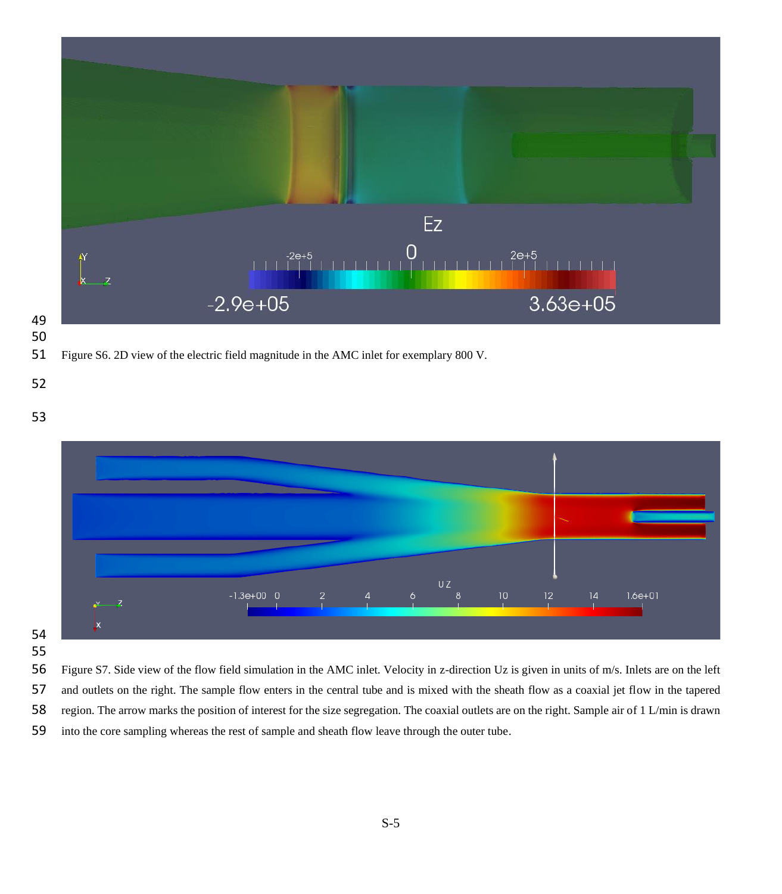Ez

-2e+5

0

2e+5

-2.9e+05

3.63e+05

Figure S6. 2D view of the electric field magnitude in the AMC inlet for exemplary 800 V.

UZ

-1.3e+00 0 2 4 6 8 10 12 14 1.6e+01

Figure S7. Side view of the flow field simulation in the AMC inlet. Velocity in z-direction Uz is given in units of m/s. Inlets are on the left and outlets on the right. The sample flow enters in the central tube and is mixed with the sheath flow as a coaxial jet flow in the tapered region. The arrow marks the position of interest for the size segregation. The coaxial outlets are on the right. Sample air of 1 L/min is drawn into the core sampling whereas the rest of sample and sheath flow leave through the outer tube.